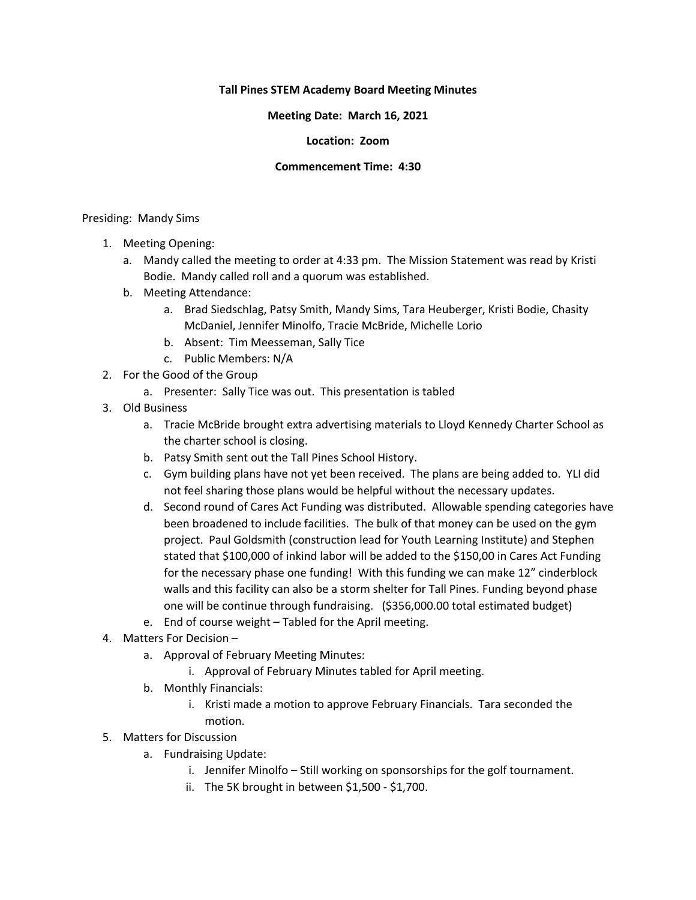**Tall Pines STEM Academy Board Meeting Minutes**

**Meeting Date: March 16, 2021**

**Location: Zoom**

**Commencement Time: 4:30**

Presiding: Mandy Sims

1. Meeting Opening:
    a. Mandy called the meeting to order at 4:33 pm. The Mission Statement was read by Kristi Bodie. Mandy called roll and a quorum was established.
    b. Meeting Attendance:
        a. Brad Siedschlag, Patsy Smith, Mandy Sims, Tara Heuberger, Kristi Bodie, Chasity McDaniel, Jennifer Minolfo, Tracie McBride, Michelle Lorio
        b. Absent: Tim Meesseman, Sally Tice
        c. Public Members: N/A
2. For the Good of the Group
    a. Presenter: Sally Tice was out. This presentation is tabled
3. Old Business
    a. Tracie McBride brought extra advertising materials to Lloyd Kennedy Charter School as the charter school is closing.
    b. Patsy Smith sent out the Tall Pines School History.
    c. Gym building plans have not yet been received. The plans are being added to. YLI did not feel sharing those plans would be helpful without the necessary updates.
    d. Second round of Cares Act Funding was distributed. Allowable spending categories have been broadened to include facilities. The bulk of that money can be used on the gym project. Paul Goldsmith (construction lead for Youth Learning Institute) and Stephen stated that $100,000 of inkind labor will be added to the $150,00 in Cares Act Funding for the necessary phase one funding! With this funding we can make 12" cinderblock walls and this facility can also be a storm shelter for Tall Pines. Funding beyond phase one will be continue through fundraising. ($356,000.00 total estimated budget)
    e. End of course weight – Tabled for the April meeting.
4. Matters For Decision –
    a. Approval of February Meeting Minutes:
        i. Approval of February Minutes tabled for April meeting.
    b. Monthly Financials:
        i. Kristi made a motion to approve February Financials. Tara seconded the motion.
5. Matters for Discussion
    a. Fundraising Update:
        i. Jennifer Minolfo – Still working on sponsorships for the golf tournament.
        ii. The 5K brought in between $1,500 - $1,700.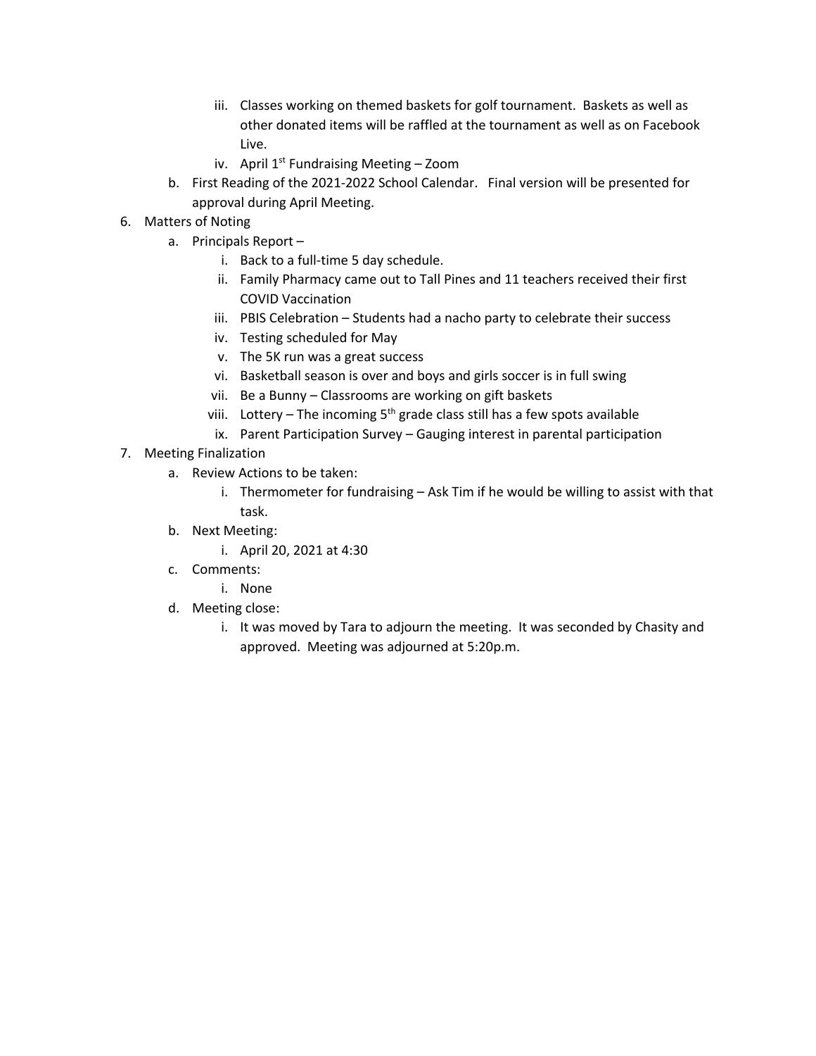iii. Classes working on themed baskets for golf tournament. Baskets as well as other donated items will be raffled at the tournament as well as on Facebook Live.
   iv. April 1st Fundraising Meeting – Zoom
  b. First Reading of the 2021-2022 School Calendar. Final version will be presented for approval during April Meeting.
6. Matters of Noting
  a. Principals Report –
   i. Back to a full-time 5 day schedule.
   ii. Family Pharmacy came out to Tall Pines and 11 teachers received their first COVID Vaccination
   iii. PBIS Celebration – Students had a nacho party to celebrate their success
   iv. Testing scheduled for May
   v. The 5K run was a great success
   vi. Basketball season is over and boys and girls soccer is in full swing
   vii. Be a Bunny – Classrooms are working on gift baskets
   viii. Lottery – The incoming 5th grade class still has a few spots available
   ix. Parent Participation Survey – Gauging interest in parental participation
7. Meeting Finalization
  a. Review Actions to be taken:
   i. Thermometer for fundraising – Ask Tim if he would be willing to assist with that task.
  b. Next Meeting:
   i. April 20, 2021 at 4:30
  c. Comments:
   i. None
  d. Meeting close:
   i. It was moved by Tara to adjourn the meeting. It was seconded by Chasity and approved. Meeting was adjourned at 5:20p.m.